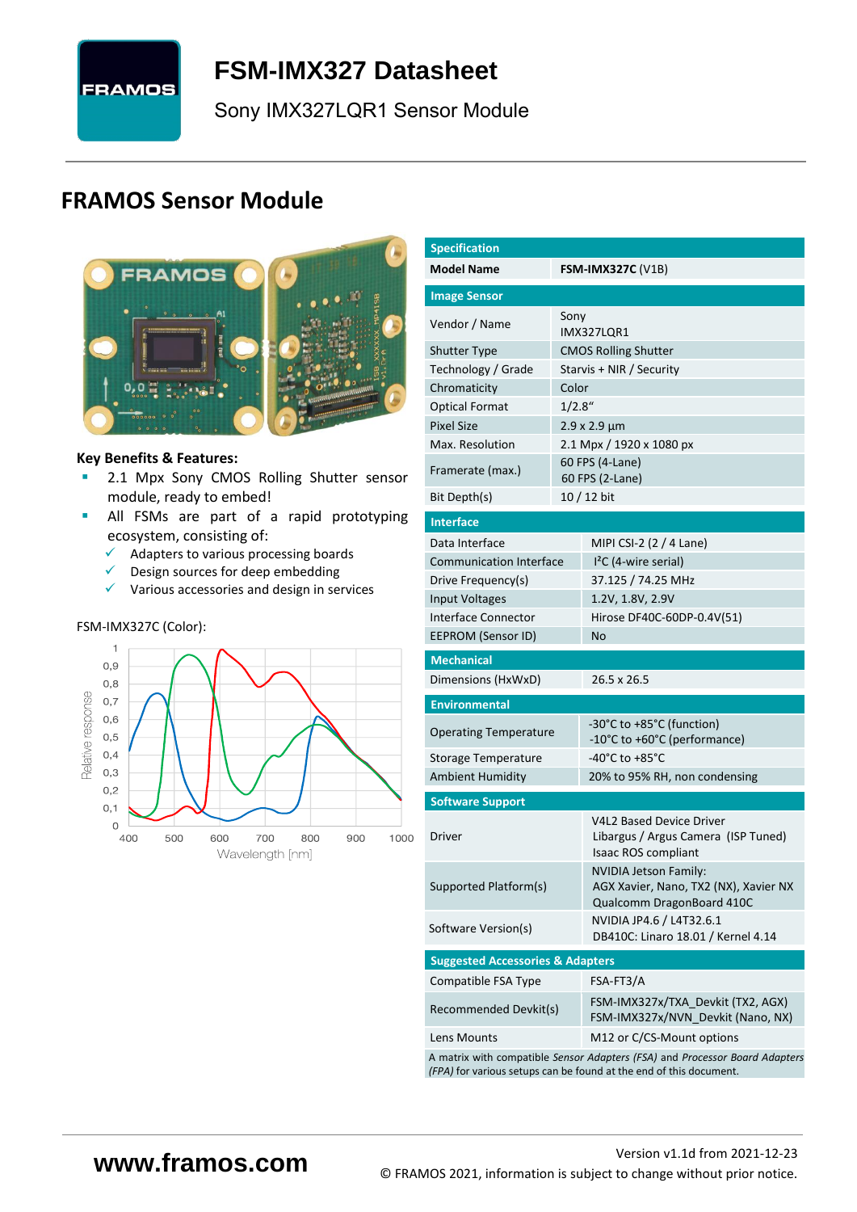# FSM-IMX327 Datasheet

Sony IMX327LQR1 Sensor Module

## FRAMOS Sensor Module

**Key Benefits & Features:**

- 2.1 Mpx Sony CMOS Rolling Shutter sensor module, ready to embed!
- All FSMs are part of a rapid prototyping ecosystem, consisting of:
  - ✓ Adapters to various processing boards
  - ✓ Design sources for deep embedding
  - ✓ Various accessories and design in services

FSM-IMX327C (Color):

| Specification | |
|---|---|
| Model Name | **FSM-IMX327C** (V1B) |
| **Image Sensor** | |
| Vendor / Name | Sony IMX327LQR1 |
| Shutter Type | CMOS Rolling Shutter |
| Technology / Grade | Starvis + NIR / Security |
| Chromaticity | Color |
| Optical Format | 1/2.8" |
| Pixel Size | 2.9 x 2.9 µm |
| Max. Resolution | 2.1 Mpx / 1920 x 1080 px |
| Framerate (max.) | 60 FPS (4-Lane)<br>60 FPS (2-Lane) |
| Bit Depth(s) | 10 / 12 bit |
| **Interface** | |
| Data Interface | MIPI CSI-2 (2 / 4 Lane) |
| Communication Interface | I²C (4-wire serial) |
| Drive Frequency(s) | 37.125 / 74.25 MHz |
| Input Voltages | 1.2V, 1.8V, 2.9V |
| Interface Connector | Hirose DF40C-60DP-0.4V(51) |
| EEPROM (Sensor ID) | No |
| **Mechanical** | |
| Dimensions (HxWxD) | 26.5 x 26.5 |
| **Environmental** | |
| Operating Temperature | -30°C to +85°C (function)<br>-10°C to +60°C (performance) |
| Storage Temperature | -40°C to +85°C |
| Ambient Humidity | 20% to 95% RH, non condensing |
| **Software Support** | |
| Driver | V4L2 Based Device Driver<br>Libargus / Argus Camera (ISP Tuned)<br>Isaac ROS compliant |
| Supported Platform(s) | NVIDIA Jetson Family:<br>AGX Xavier, Nano, TX2 (NX), Xavier NX<br>Qualcomm DragonBoard 410C |
| Software Version(s) | NVIDIA JP4.6 / L4T32.6.1<br>DB410C: Linaro 18.01 / Kernel 4.14 |
| **Suggested Accessories & Adapters** | |
| Compatible FSA Type | FSA-FT3/A |
| Recommended Devkit(s) | FSM-IMX327x/TXA_Devkit (TX2, AGX)<br>FSM-IMX327x/NVN_Devkit (Nano, NX) |
| Lens Mounts | M12 or C/CS-Mount options |

A matrix with compatible *Sensor Adapters (FSA)* and *Processor Board Adapters (FPA)* for various setups can be found at the end of this document.

www.framos.com

Version v1.1d from 2021-12-23

© FRAMOS 2021, information is subject to change without prior notice.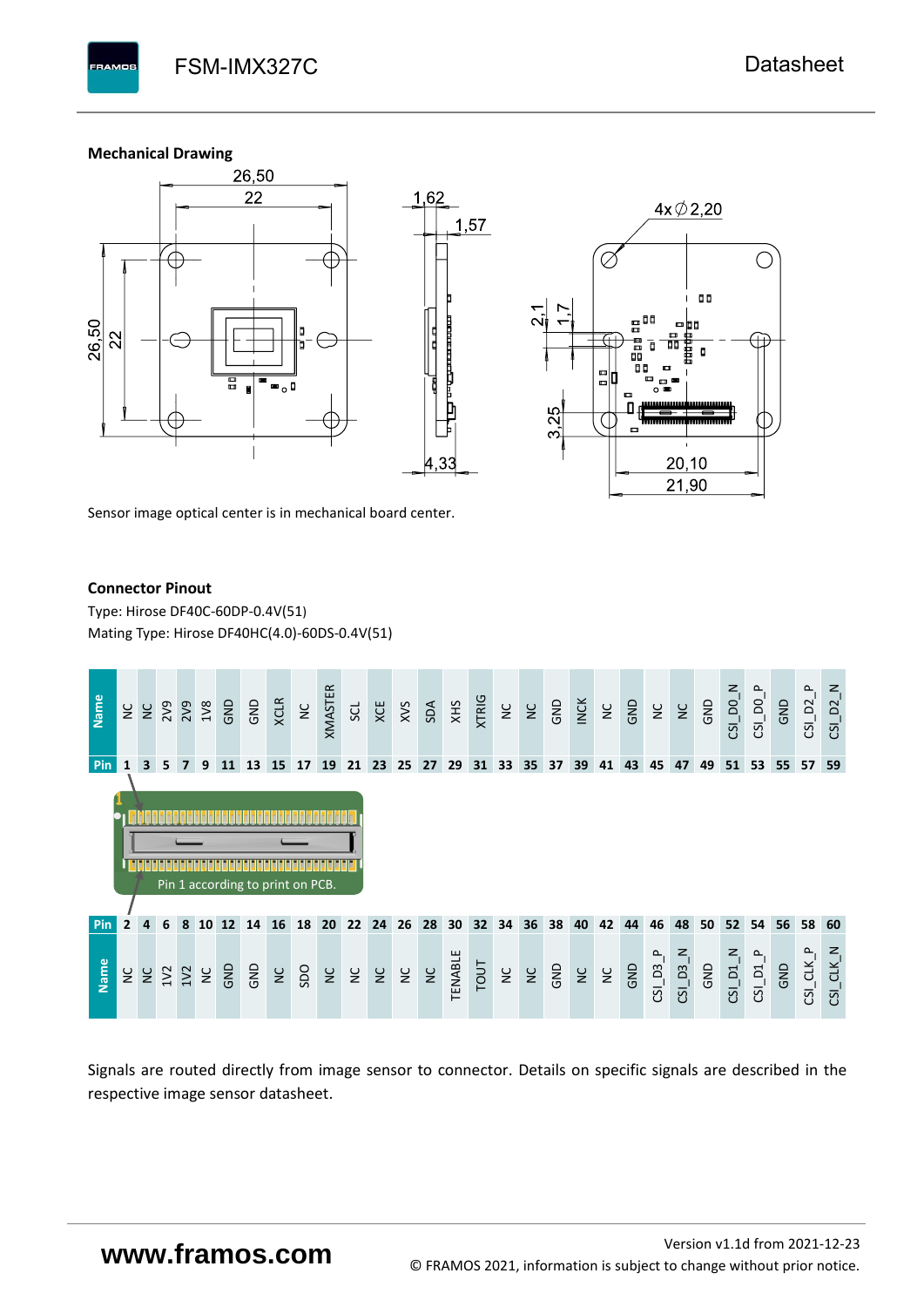## Mechanical Drawing

Sensor image optical center is in mechanical board center.

## Connector Pinout

Type: Hirose DF40C-60DP-0.4V(51)
Mating Type: Hirose DF40HC(4.0)-60DS-0.4V(51)

| Pin | Name | Pin | Name |
|---|---|---|---|
| 1 | NC | 2 | NC |
| 3 | NC | 4 | NC |
| 5 | 2V9 | 6 | 1V2 |
| 7 | 2V9 | 8 | 1V2 |
| 9 | 1V8 | 10 | NC |
| 11 | GND | 12 | GND |
| 13 | GND | 14 | GND |
| 15 | XCLR | 16 | NC |
| 17 | NC | 18 | SDO |
| 19 | XMASTER | 20 | NC |
| 21 | SCL | 22 | NC |
| 23 | XCE | 24 | NC |
| 25 | XVS | 26 | NC |
| 27 | SDA | 28 | NC |
| 29 | XHS | 30 | TENABLE |
| 31 | XTRIG | 32 | TOUT |
| 33 | NC | 34 | NC |
| 35 | NC | 36 | NC |
| 37 | GND | 38 | GND |
| 39 | INCK | 40 | NC |
| 41 | NC | 42 | NC |
| 43 | GND | 44 | GND |
| 45 | NC | 46 | CSI_D3_P |
| 47 | NC | 48 | CSI_D3_N |
| 49 | GND | 50 | GND |
| 51 | CSI_D0_N | 52 | CSI_D1_N |
| 53 | CSI_D0_P | 54 | CSI_D1_P |
| 55 | GND | 56 | GND |
| 57 | CSI_D2_P | 58 | CSI_CLK_P |
| 59 | CSI_D2_N | 60 | CSI_CLK_N |

Pin 1 according to print on PCB.

Signals are routed directly from image sensor to connector. Details on specific signals are described in the respective image sensor datasheet.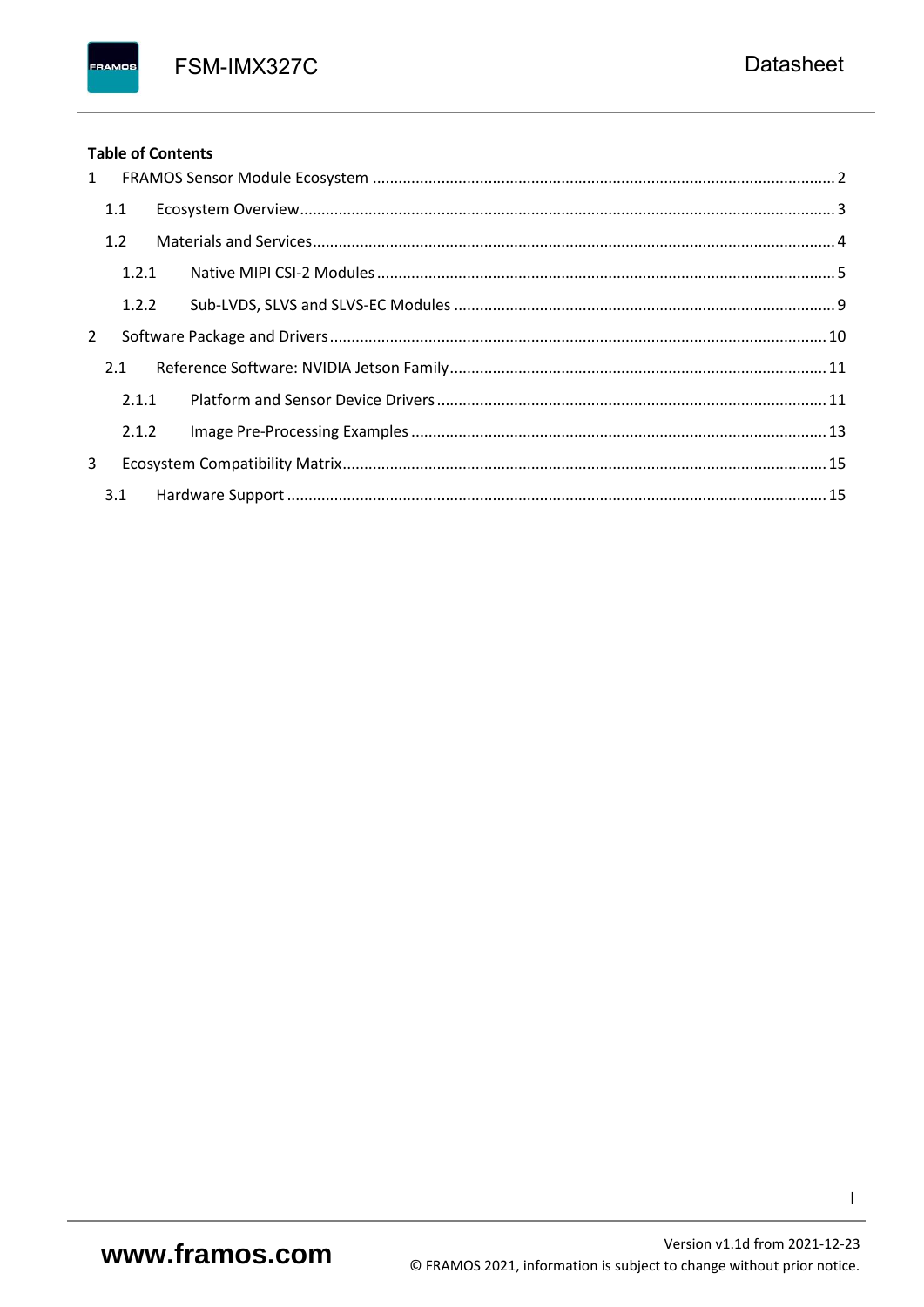**Table of Contents**

1 FRAMOS Sensor Module Ecosystem ........................................................ 2

  1.1 Ecosystem Overview ........................................................ 3

  1.2 Materials and Services ........................................................ 4

    1.2.1 Native MIPI CSI-2 Modules ........................................................ 5

    1.2.2 Sub-LVDS, SLVS and SLVS-EC Modules ........................................................ 9

2 Software Package and Drivers ........................................................ 10

  2.1 Reference Software: NVIDIA Jetson Family ........................................................ 11

    2.1.1 Platform and Sensor Device Drivers ........................................................ 11

    2.1.2 Image Pre-Processing Examples ........................................................ 13

3 Ecosystem Compatibility Matrix ........................................................ 15

  3.1 Hardware Support ........................................................ 15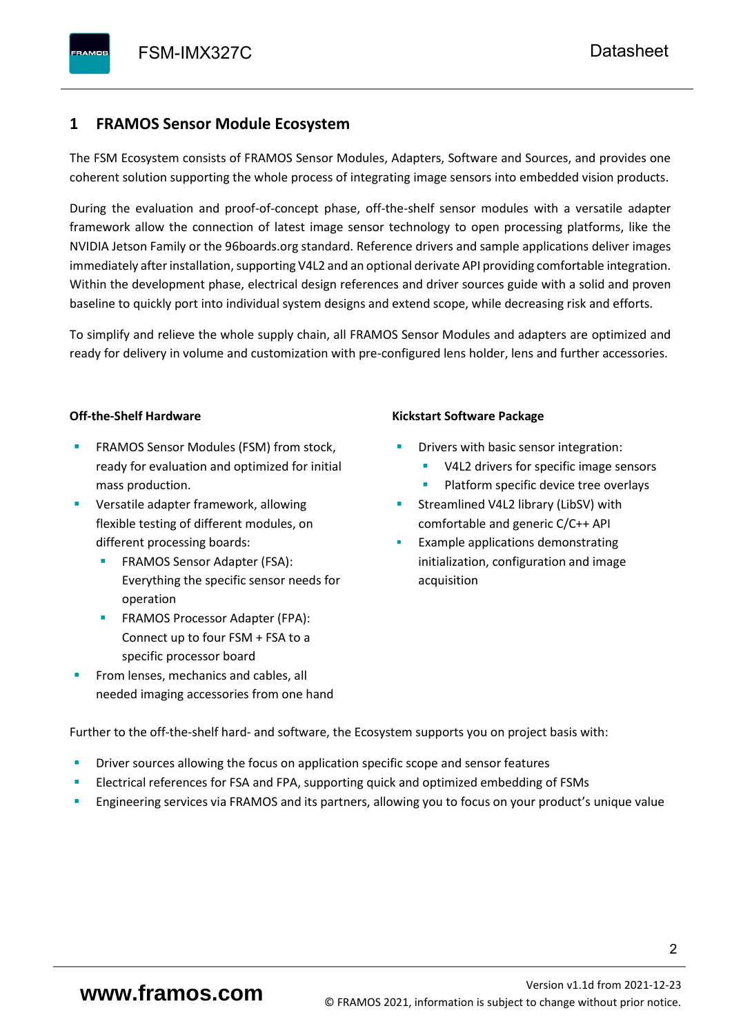## 1 FRAMOS Sensor Module Ecosystem

The FSM Ecosystem consists of FRAMOS Sensor Modules, Adapters, Software and Sources, and provides one coherent solution supporting the whole process of integrating image sensors into embedded vision products.

During the evaluation and proof-of-concept phase, off-the-shelf sensor modules with a versatile adapter framework allow the connection of latest image sensor technology to open processing platforms, like the NVIDIA Jetson Family or the 96boards.org standard. Reference drivers and sample applications deliver images immediately after installation, supporting V4L2 and an optional derivate API providing comfortable integration. Within the development phase, electrical design references and driver sources guide with a solid and proven baseline to quickly port into individual system designs and extend scope, while decreasing risk and efforts.

To simplify and relieve the whole supply chain, all FRAMOS Sensor Modules and adapters are optimized and ready for delivery in volume and customization with pre-configured lens holder, lens and further accessories.

**Off-the-Shelf Hardware**

- FRAMOS Sensor Modules (FSM) from stock, ready for evaluation and optimized for initial mass production.
- Versatile adapter framework, allowing flexible testing of different modules, on different processing boards:
  - FRAMOS Sensor Adapter (FSA): Everything the specific sensor needs for operation
  - FRAMOS Processor Adapter (FPA): Connect up to four FSM + FSA to a specific processor board
- From lenses, mechanics and cables, all needed imaging accessories from one hand

**Kickstart Software Package**

- Drivers with basic sensor integration:
  - V4L2 drivers for specific image sensors
  - Platform specific device tree overlays
- Streamlined V4L2 library (LibSV) with comfortable and generic C/C++ API
- Example applications demonstrating initialization, configuration and image acquisition

Further to the off-the-shelf hard- and software, the Ecosystem supports you on project basis with:

- Driver sources allowing the focus on application specific scope and sensor features
- Electrical references for FSA and FPA, supporting quick and optimized embedding of FSMs
- Engineering services via FRAMOS and its partners, allowing you to focus on your product's unique value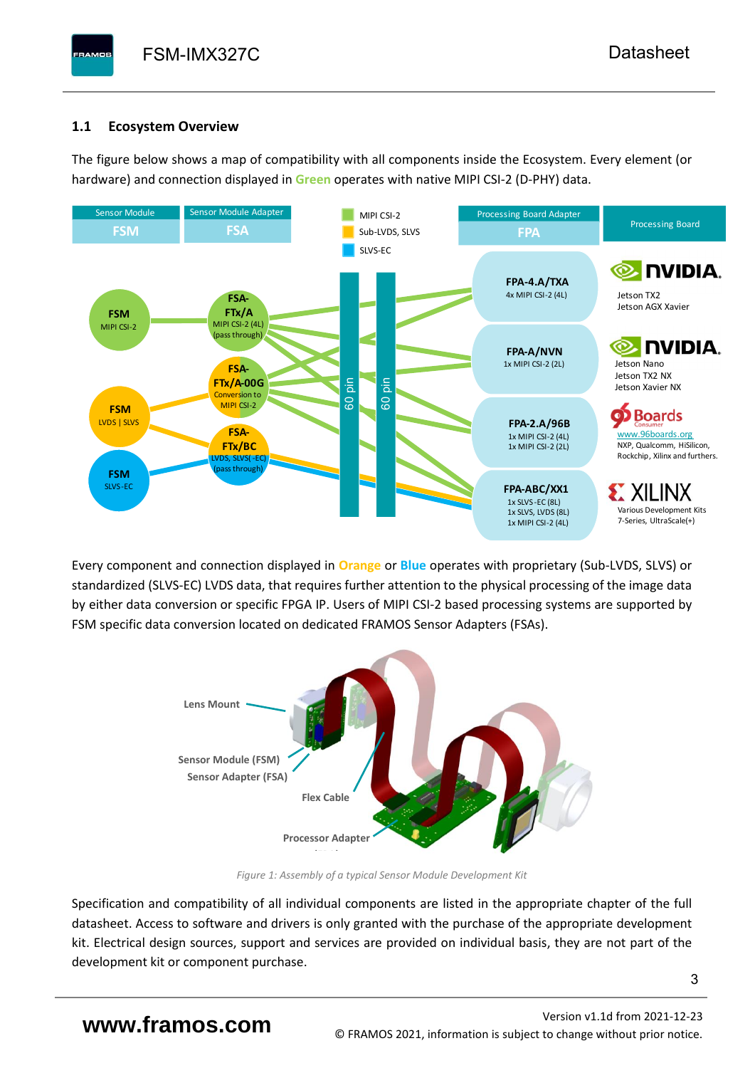## 1.1 Ecosystem Overview

The figure below shows a map of compatibility with all components inside the Ecosystem. Every element (or hardware) and connection displayed in **Green** operates with native MIPI CSI-2 (D-PHY) data.

Every component and connection displayed in **Orange** or **Blue** operates with proprietary (Sub-LVDS, SLVS) or standardized (SLVS-EC) LVDS data, that requires further attention to the physical processing of the image data by either data conversion or specific FPGA IP. Users of MIPI CSI-2 based processing systems are supported by FSM specific data conversion located on dedicated FRAMOS Sensor Adapters (FSAs).

*Figure 1: Assembly of a typical Sensor Module Development Kit*

Specification and compatibility of all individual components are listed in the appropriate chapter of the full datasheet. Access to software and drivers is only granted with the purchase of the appropriate development kit. Electrical design sources, support and services are provided on individual basis, they are not part of the development kit or component purchase.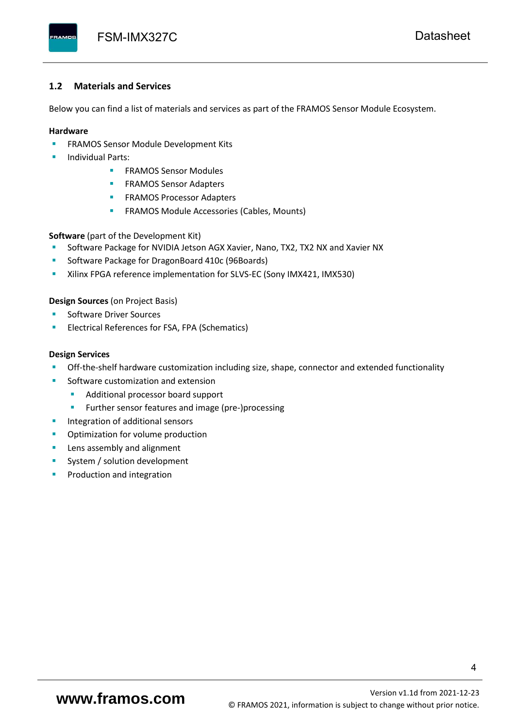### 1.2 Materials and Services

Below you can find a list of materials and services as part of the FRAMOS Sensor Module Ecosystem.

**Hardware**

- FRAMOS Sensor Module Development Kits
- Individual Parts:
  - FRAMOS Sensor Modules
  - FRAMOS Sensor Adapters
  - FRAMOS Processor Adapters
  - FRAMOS Module Accessories (Cables, Mounts)

**Software** (part of the Development Kit)

- Software Package for NVIDIA Jetson AGX Xavier, Nano, TX2, TX2 NX and Xavier NX
- Software Package for DragonBoard 410c (96Boards)
- Xilinx FPGA reference implementation for SLVS-EC (Sony IMX421, IMX530)

**Design Sources** (on Project Basis)

- Software Driver Sources
- Electrical References for FSA, FPA (Schematics)

**Design Services**

- Off-the-shelf hardware customization including size, shape, connector and extended functionality
- Software customization and extension
  - Additional processor board support
  - Further sensor features and image (pre-)processing
- Integration of additional sensors
- Optimization for volume production
- Lens assembly and alignment
- System / solution development
- Production and integration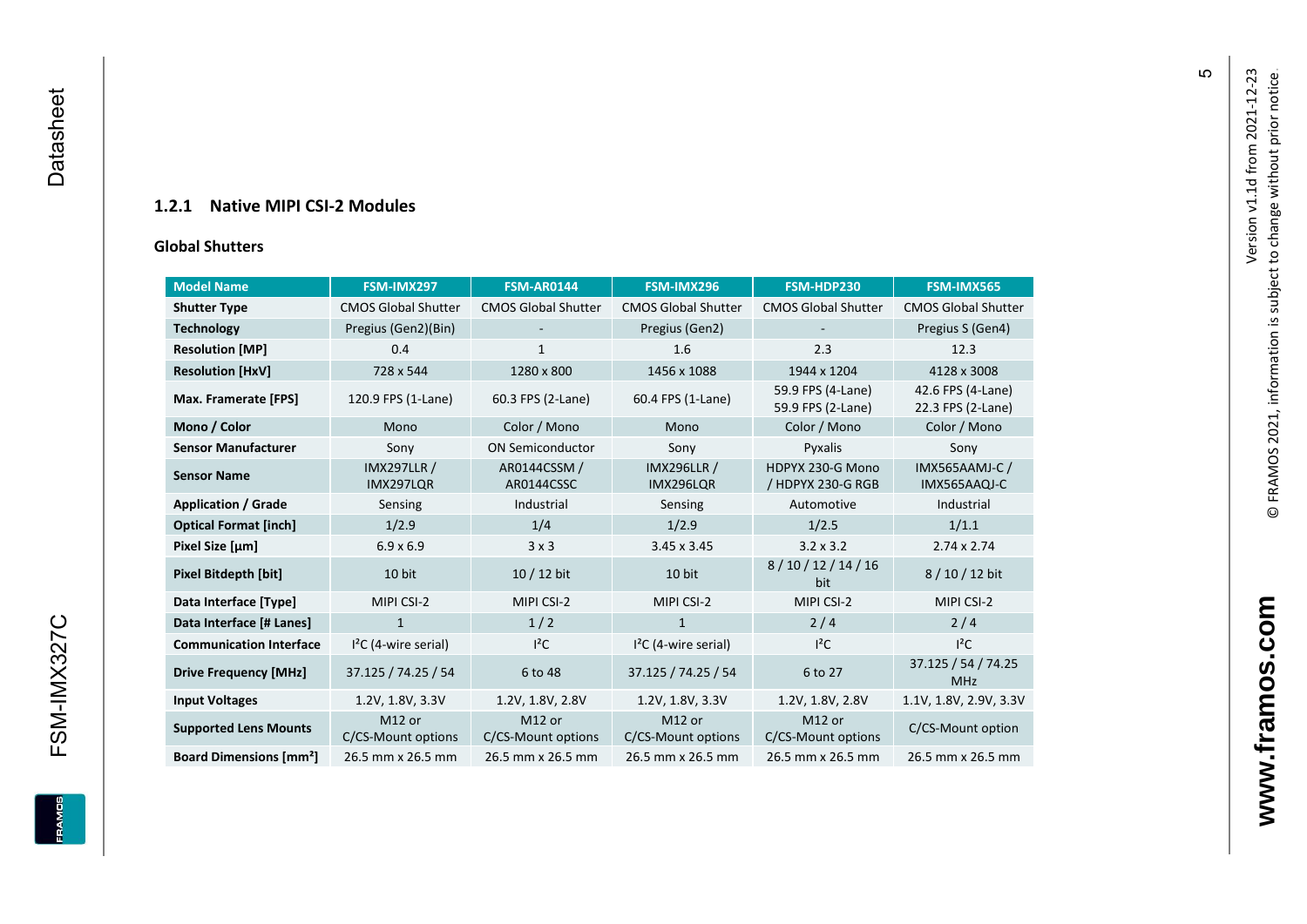### 1.2.1 Native MIPI CSI-2 Modules

**Global Shutters**

| Model Name | FSM-IMX297 | FSM-AR0144 | FSM-IMX296 | FSM-HDP230 | FSM-IMX565 |
|---|---|---|---|---|---|
| **Shutter Type** | CMOS Global Shutter | CMOS Global Shutter | CMOS Global Shutter | CMOS Global Shutter | CMOS Global Shutter |
| **Technology** | Pregius (Gen2)(Bin) | - | Pregius (Gen2) | - | Pregius S (Gen4) |
| **Resolution [MP]** | 0.4 | 1 | 1.6 | 2.3 | 12.3 |
| **Resolution [HxV]** | 728 x 544 | 1280 x 800 | 1456 x 1088 | 1944 x 1204 | 4128 x 3008 |
| **Max. Framerate [FPS]** | 120.9 FPS (1-Lane) | 60.3 FPS (2-Lane) | 60.4 FPS (1-Lane) | 59.9 FPS (4-Lane) 59.9 FPS (2-Lane) | 42.6 FPS (4-Lane) 22.3 FPS (2-Lane) |
| **Mono / Color** | Mono | Color / Mono | Mono | Color / Mono | Color / Mono |
| **Sensor Manufacturer** | Sony | ON Semiconductor | Sony | Pyxalis | Sony |
| **Sensor Name** | IMX297LLR / IMX297LQR | AR0144CSSM / AR0144CSSC | IMX296LLR / IMX296LQR | HDPYX 230-G Mono / HDPYX 230-G RGB | IMX565AAMJ-C / IMX565AAQJ-C |
| **Application / Grade** | Sensing | Industrial | Sensing | Automotive | Industrial |
| **Optical Format [inch]** | 1/2.9 | 1/4 | 1/2.9 | 1/2.5 | 1/1.1 |
| **Pixel Size [µm]** | 6.9 x 6.9 | 3 x 3 | 3.45 x 3.45 | 3.2 x 3.2 | 2.74 x 2.74 |
| **Pixel Bitdepth [bit]** | 10 bit | 10 / 12 bit | 10 bit | 8 / 10 / 12 / 14 / 16 bit | 8 / 10 / 12 bit |
| **Data Interface [Type]** | MIPI CSI-2 | MIPI CSI-2 | MIPI CSI-2 | MIPI CSI-2 | MIPI CSI-2 |
| **Data Interface [# Lanes]** | 1 | 1 / 2 | 1 | 2 / 4 | 2 / 4 |
| **Communication Interface** | I²C (4-wire serial) | I²C | I²C (4-wire serial) | I²C | I²C |
| **Drive Frequency [MHz]** | 37.125 / 74.25 / 54 | 6 to 48 | 37.125 / 74.25 / 54 | 6 to 27 | 37.125 / 54 / 74.25 MHz |
| **Input Voltages** | 1.2V, 1.8V, 3.3V | 1.2V, 1.8V, 2.8V | 1.2V, 1.8V, 3.3V | 1.2V, 1.8V, 2.8V | 1.1V, 1.8V, 2.9V, 3.3V |
| **Supported Lens Mounts** | M12 or C/CS-Mount options | M12 or C/CS-Mount options | M12 or C/CS-Mount options | M12 or C/CS-Mount options | C/CS-Mount option |
| **Board Dimensions [mm²]** | 26.5 mm x 26.5 mm | 26.5 mm x 26.5 mm | 26.5 mm x 26.5 mm | 26.5 mm x 26.5 mm | 26.5 mm x 26.5 mm |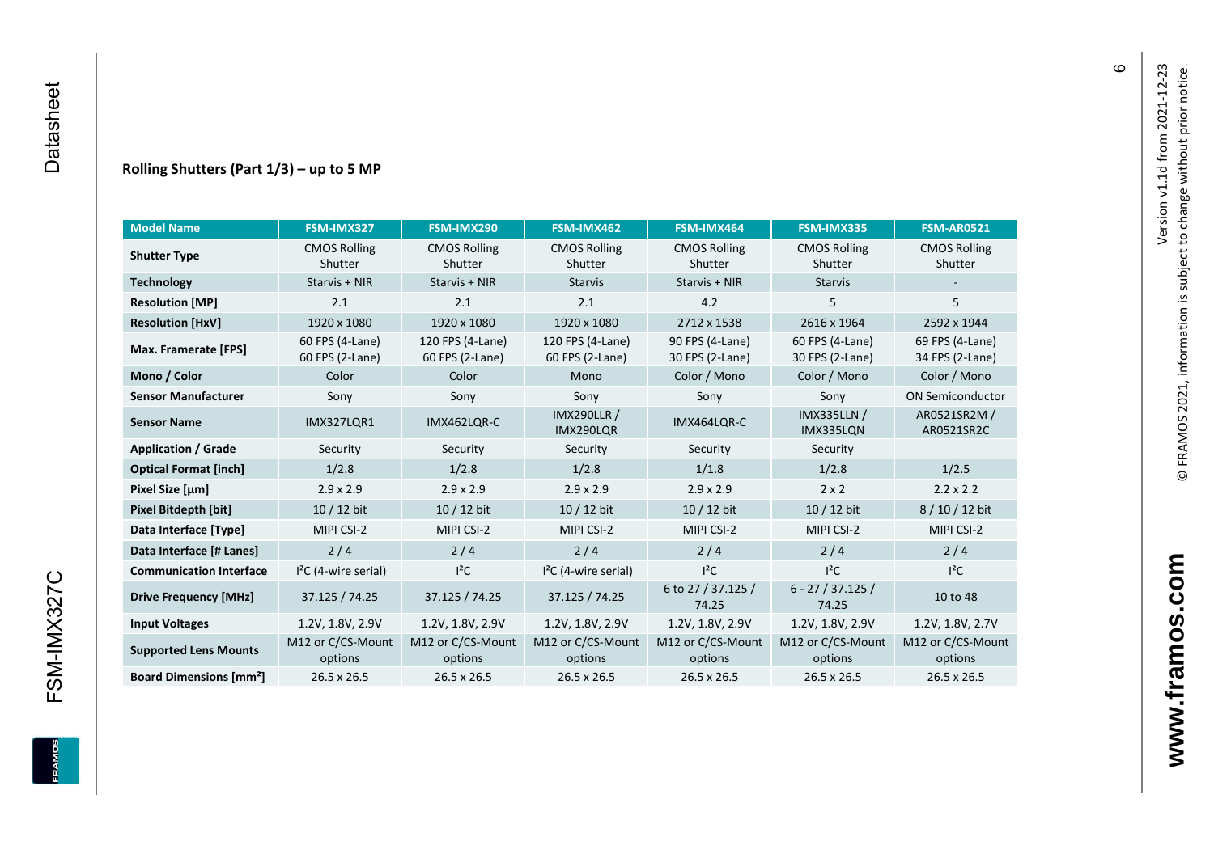## Rolling Shutters (Part 1/3) – up to 5 MP

| Model Name | FSM-IMX327 | FSM-IMX290 | FSM-IMX462 | FSM-IMX464 | FSM-IMX335 | FSM-AR0521 |
|---|---|---|---|---|---|---|
| **Shutter Type** | CMOS Rolling Shutter | CMOS Rolling Shutter | CMOS Rolling Shutter | CMOS Rolling Shutter | CMOS Rolling Shutter | CMOS Rolling Shutter |
| **Technology** | Starvis + NIR | Starvis + NIR | Starvis | Starvis + NIR | Starvis | - |
| **Resolution [MP]** | 2.1 | 2.1 | 2.1 | 4.2 | 5 | 5 |
| **Resolution [HxV]** | 1920 x 1080 | 1920 x 1080 | 1920 x 1080 | 2712 x 1538 | 2616 x 1964 | 2592 x 1944 |
| **Max. Framerate [FPS]** | 60 FPS (4-Lane) 60 FPS (2-Lane) | 120 FPS (4-Lane) 60 FPS (2-Lane) | 120 FPS (4-Lane) 60 FPS (2-Lane) | 90 FPS (4-Lane) 30 FPS (2-Lane) | 60 FPS (4-Lane) 30 FPS (2-Lane) | 69 FPS (4-Lane) 34 FPS (2-Lane) |
| **Mono / Color** | Color | Color | Mono | Color / Mono | Color / Mono | Color / Mono |
| **Sensor Manufacturer** | Sony | Sony | Sony | Sony | Sony | ON Semiconductor |
| **Sensor Name** | IMX327LQR1 | IMX462LQR-C | IMX290LLR / IMX290LQR | IMX464LQR-C | IMX335LLN / IMX335LQN | AR0521SR2M / AR0521SR2C |
| **Application / Grade** | Security | Security | Security | Security | Security | |
| **Optical Format [inch]** | 1/2.8 | 1/2.8 | 1/2.8 | 1/1.8 | 1/2.8 | 1/2.5 |
| **Pixel Size [µm]** | 2.9 x 2.9 | 2.9 x 2.9 | 2.9 x 2.9 | 2.9 x 2.9 | 2 x 2 | 2.2 x 2.2 |
| **Pixel Bitdepth [bit]** | 10 / 12 bit | 10 / 12 bit | 10 / 12 bit | 10 / 12 bit | 10 / 12 bit | 8 / 10 / 12 bit |
| **Data Interface [Type]** | MIPI CSI-2 | MIPI CSI-2 | MIPI CSI-2 | MIPI CSI-2 | MIPI CSI-2 | MIPI CSI-2 |
| **Data Interface [# Lanes]** | 2 / 4 | 2 / 4 | 2 / 4 | 2 / 4 | 2 / 4 | 2 / 4 |
| **Communication Interface** | I²C (4-wire serial) | I²C | I²C (4-wire serial) | I²C | I²C | I²C |
| **Drive Frequency [MHz]** | 37.125 / 74.25 | 37.125 / 74.25 | 37.125 / 74.25 | 6 to 27 / 37.125 / 74.25 | 6 - 27 / 37.125 / 74.25 | 10 to 48 |
| **Input Voltages** | 1.2V, 1.8V, 2.9V | 1.2V, 1.8V, 2.9V | 1.2V, 1.8V, 2.9V | 1.2V, 1.8V, 2.9V | 1.2V, 1.8V, 2.9V | 1.2V, 1.8V, 2.7V |
| **Supported Lens Mounts** | M12 or C/CS-Mount options | M12 or C/CS-Mount options | M12 or C/CS-Mount options | M12 or C/CS-Mount options | M12 or C/CS-Mount options | M12 or C/CS-Mount options |
| **Board Dimensions [mm²]** | 26.5 x 26.5 | 26.5 x 26.5 | 26.5 x 26.5 | 26.5 x 26.5 | 26.5 x 26.5 | 26.5 x 26.5 |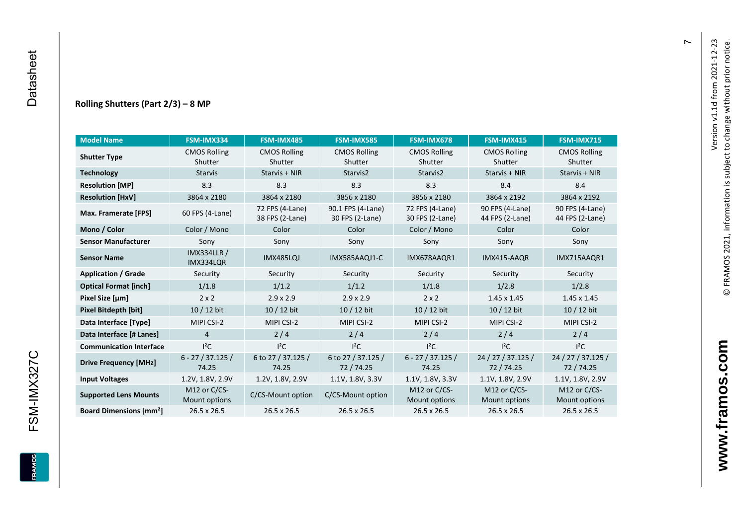**Rolling Shutters (Part 2/3) – 8 MP**

| Model Name | FSM-IMX334 | FSM-IMX485 | FSM-IMX585 | FSM-IMX678 | FSM-IMX415 | FSM-IMX715 |
|---|---|---|---|---|---|---|
| **Shutter Type** | CMOS Rolling Shutter | CMOS Rolling Shutter | CMOS Rolling Shutter | CMOS Rolling Shutter | CMOS Rolling Shutter | CMOS Rolling Shutter |
| **Technology** | Starvis | Starvis + NIR | Starvis2 | Starvis2 | Starvis + NIR | Starvis + NIR |
| **Resolution [MP]** | 8.3 | 8.3 | 8.3 | 8.3 | 8.4 | 8.4 |
| **Resolution [HxV]** | 3864 x 2180 | 3864 x 2180 | 3856 x 2180 | 3856 x 2180 | 3864 x 2192 | 3864 x 2192 |
| **Max. Framerate [FPS]** | 60 FPS (4-Lane) | 72 FPS (4-Lane) 38 FPS (2-Lane) | 90.1 FPS (4-Lane) 30 FPS (2-Lane) | 72 FPS (4-Lane) 30 FPS (2-Lane) | 90 FPS (4-Lane) 44 FPS (2-Lane) | 90 FPS (4-Lane) 44 FPS (2-Lane) |
| **Mono / Color** | Color / Mono | Color | Color | Color / Mono | Color | Color |
| **Sensor Manufacturer** | Sony | Sony | Sony | Sony | Sony | Sony |
| **Sensor Name** | IMX334LLR / IMX334LQR | IMX485LQJ | IMX585AAQJ1-C | IMX678AAQR1 | IMX415-AAQR | IMX715AAQR1 |
| **Application / Grade** | Security | Security | Security | Security | Security | Security |
| **Optical Format [inch]** | 1/1.8 | 1/1.2 | 1/1.2 | 1/1.8 | 1/2.8 | 1/2.8 |
| **Pixel Size [µm]** | 2 x 2 | 2.9 x 2.9 | 2.9 x 2.9 | 2 x 2 | 1.45 x 1.45 | 1.45 x 1.45 |
| **Pixel Bitdepth [bit]** | 10 / 12 bit | 10 / 12 bit | 10 / 12 bit | 10 / 12 bit | 10 / 12 bit | 10 / 12 bit |
| **Data Interface [Type]** | MIPI CSI-2 | MIPI CSI-2 | MIPI CSI-2 | MIPI CSI-2 | MIPI CSI-2 | MIPI CSI-2 |
| **Data Interface [# Lanes]** | 4 | 2 / 4 | 2 / 4 | 2 / 4 | 2 / 4 | 2 / 4 |
| **Communication Interface** | I²C | I²C | I²C | I²C | I²C | I²C |
| **Drive Frequency [MHz]** | 6 - 27 / 37.125 / 74.25 | 6 to 27 / 37.125 / 74.25 | 6 to 27 / 37.125 / 72 / 74.25 | 6 - 27 / 37.125 / 74.25 | 24 / 27 / 37.125 / 72 / 74.25 | 24 / 27 / 37.125 / 72 / 74.25 |
| **Input Voltages** | 1.2V, 1.8V, 2.9V | 1.2V, 1.8V, 2.9V | 1.1V, 1.8V, 3.3V | 1.1V, 1.8V, 3.3V | 1.1V, 1.8V, 2.9V | 1.1V, 1.8V, 2.9V |
| **Supported Lens Mounts** | M12 or C/CS-Mount options | C/CS-Mount option | C/CS-Mount option | M12 or C/CS-Mount options | M12 or C/CS-Mount options | M12 or C/CS-Mount options |
| **Board Dimensions [mm²]** | 26.5 x 26.5 | 26.5 x 26.5 | 26.5 x 26.5 | 26.5 x 26.5 | 26.5 x 26.5 | 26.5 x 26.5 |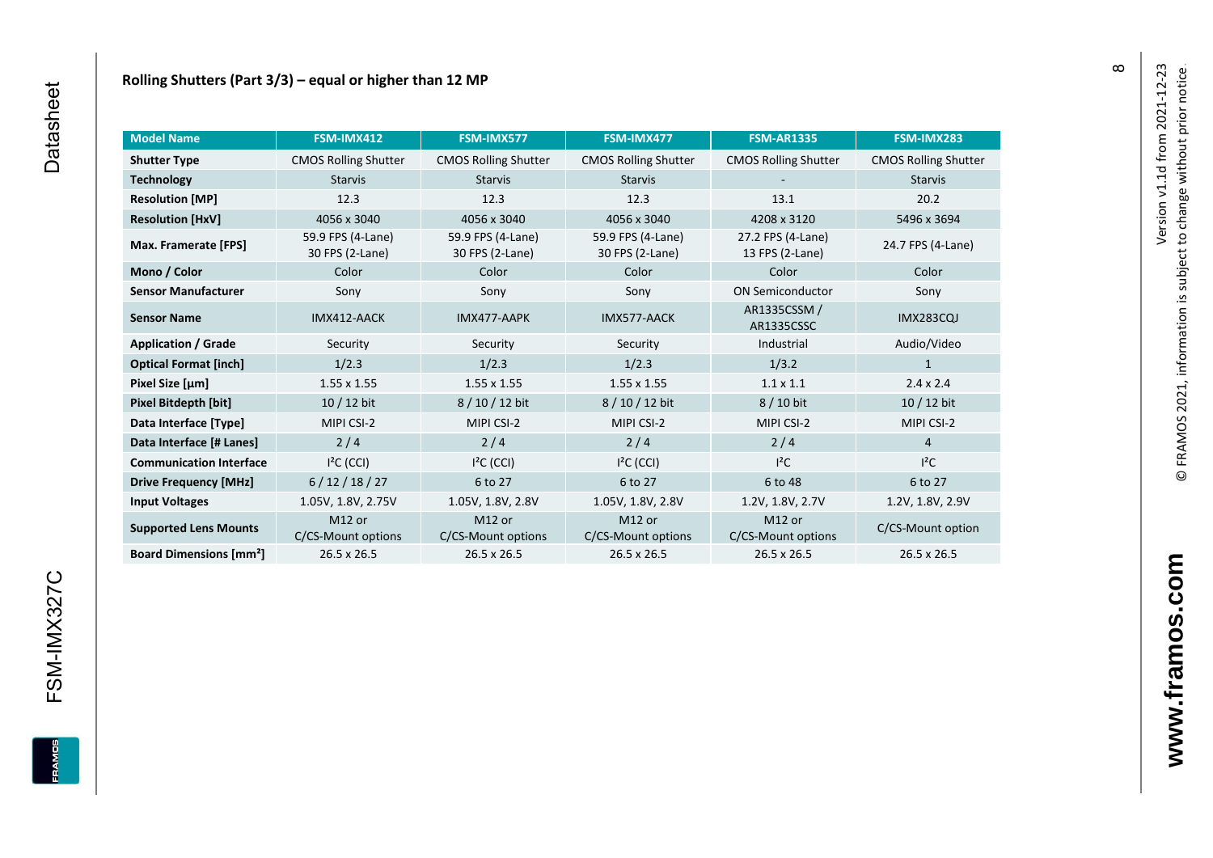## Rolling Shutters (Part 3/3) – equal or higher than 12 MP

| Model Name | FSM-IMX412 | FSM-IMX577 | FSM-IMX477 | FSM-AR1335 | FSM-IMX283 |
|---|---|---|---|---|---|
| **Shutter Type** | CMOS Rolling Shutter | CMOS Rolling Shutter | CMOS Rolling Shutter | CMOS Rolling Shutter | CMOS Rolling Shutter |
| **Technology** | Starvis | Starvis | Starvis | - | Starvis |
| **Resolution [MP]** | 12.3 | 12.3 | 12.3 | 13.1 | 20.2 |
| **Resolution [HxV]** | 4056 x 3040 | 4056 x 3040 | 4056 x 3040 | 4208 x 3120 | 5496 x 3694 |
| **Max. Framerate [FPS]** | 59.9 FPS (4-Lane) 30 FPS (2-Lane) | 59.9 FPS (4-Lane) 30 FPS (2-Lane) | 59.9 FPS (4-Lane) 30 FPS (2-Lane) | 27.2 FPS (4-Lane) 13 FPS (2-Lane) | 24.7 FPS (4-Lane) |
| **Mono / Color** | Color | Color | Color | Color | Color |
| **Sensor Manufacturer** | Sony | Sony | Sony | ON Semiconductor | Sony |
| **Sensor Name** | IMX412-AACK | IMX477-AAPK | IMX577-AACK | AR1335CSSM / AR1335CSSC | IMX283CQJ |
| **Application / Grade** | Security | Security | Security | Industrial | Audio/Video |
| **Optical Format [inch]** | 1/2.3 | 1/2.3 | 1/2.3 | 1/3.2 | 1 |
| **Pixel Size [µm]** | 1.55 x 1.55 | 1.55 x 1.55 | 1.55 x 1.55 | 1.1 x 1.1 | 2.4 x 2.4 |
| **Pixel Bitdepth [bit]** | 10 / 12 bit | 8 / 10 / 12 bit | 8 / 10 / 12 bit | 8 / 10 bit | 10 / 12 bit |
| **Data Interface [Type]** | MIPI CSI-2 | MIPI CSI-2 | MIPI CSI-2 | MIPI CSI-2 | MIPI CSI-2 |
| **Data Interface [# Lanes]** | 2 / 4 | 2 / 4 | 2 / 4 | 2 / 4 | 4 |
| **Communication Interface** | I²C (CCI) | I²C (CCI) | I²C (CCI) | I²C | I²C |
| **Drive Frequency [MHz]** | 6 / 12 / 18 / 27 | 6 to 27 | 6 to 27 | 6 to 48 | 6 to 27 |
| **Input Voltages** | 1.05V, 1.8V, 2.75V | 1.05V, 1.8V, 2.8V | 1.05V, 1.8V, 2.8V | 1.2V, 1.8V, 2.7V | 1.2V, 1.8V, 2.9V |
| **Supported Lens Mounts** | M12 or C/CS-Mount options | M12 or C/CS-Mount options | M12 or C/CS-Mount options | M12 or C/CS-Mount options | C/CS-Mount option |
| **Board Dimensions [mm²]** | 26.5 x 26.5 | 26.5 x 26.5 | 26.5 x 26.5 | 26.5 x 26.5 | 26.5 x 26.5 |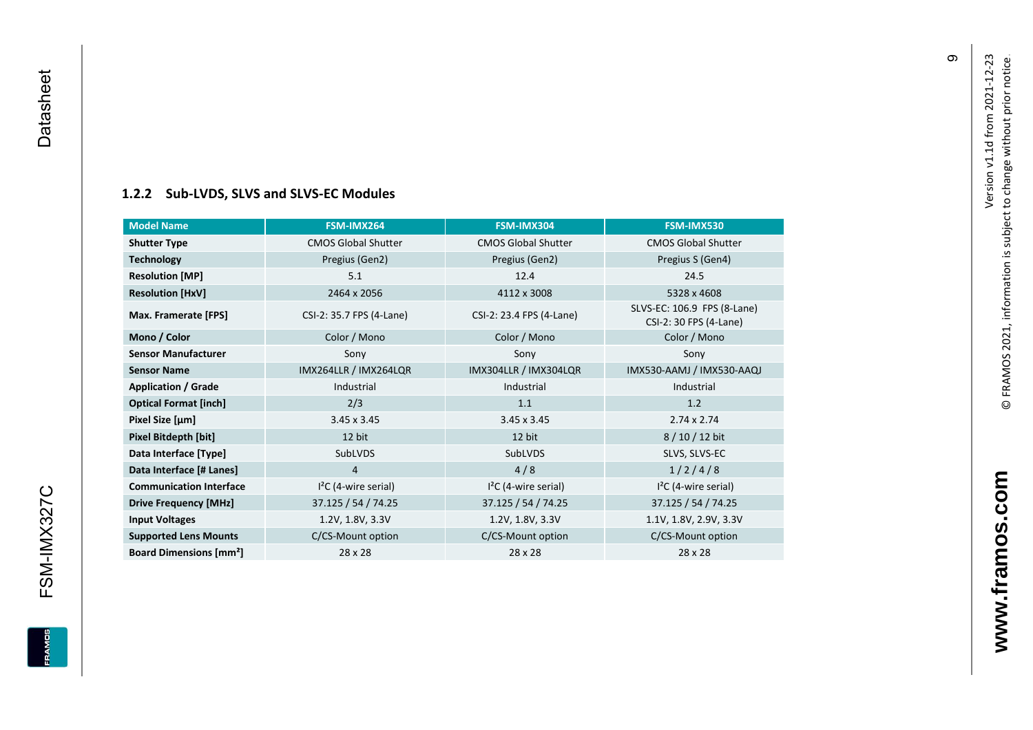### 1.2.2 Sub-LVDS, SLVS and SLVS-EC Modules

| Model Name | FSM-IMX264 | FSM-IMX304 | FSM-IMX530 |
|---|---|---|---|
| **Shutter Type** | CMOS Global Shutter | CMOS Global Shutter | CMOS Global Shutter |
| **Technology** | Pregius (Gen2) | Pregius (Gen2) | Pregius S (Gen4) |
| **Resolution [MP]** | 5.1 | 12.4 | 24.5 |
| **Resolution [HxV]** | 2464 x 2056 | 4112 x 3008 | 5328 x 4608 |
| **Max. Framerate [FPS]** | CSI-2: 35.7 FPS (4-Lane) | CSI-2: 23.4 FPS (4-Lane) | SLVS-EC: 106.9 FPS (8-Lane) CSI-2: 30 FPS (4-Lane) |
| **Mono / Color** | Color / Mono | Color / Mono | Color / Mono |
| **Sensor Manufacturer** | Sony | Sony | Sony |
| **Sensor Name** | IMX264LLR / IMX264LQR | IMX304LLR / IMX304LQR | IMX530-AAMJ / IMX530-AAQJ |
| **Application / Grade** | Industrial | Industrial | Industrial |
| **Optical Format [inch]** | 2/3 | 1.1 | 1.2 |
| **Pixel Size [µm]** | 3.45 x 3.45 | 3.45 x 3.45 | 2.74 x 2.74 |
| **Pixel Bitdepth [bit]** | 12 bit | 12 bit | 8 / 10 / 12 bit |
| **Data Interface [Type]** | SubLVDS | SubLVDS | SLVS, SLVS-EC |
| **Data Interface [# Lanes]** | 4 | 4 / 8 | 1 / 2 / 4 / 8 |
| **Communication Interface** | I²C (4-wire serial) | I²C (4-wire serial) | I²C (4-wire serial) |
| **Drive Frequency [MHz]** | 37.125 / 54 / 74.25 | 37.125 / 54 / 74.25 | 37.125 / 54 / 74.25 |
| **Input Voltages** | 1.2V, 1.8V, 3.3V | 1.2V, 1.8V, 3.3V | 1.1V, 1.8V, 2.9V, 3.3V |
| **Supported Lens Mounts** | C/CS-Mount option | C/CS-Mount option | C/CS-Mount option |
| **Board Dimensions [mm²]** | 28 x 28 | 28 x 28 | 28 x 28 |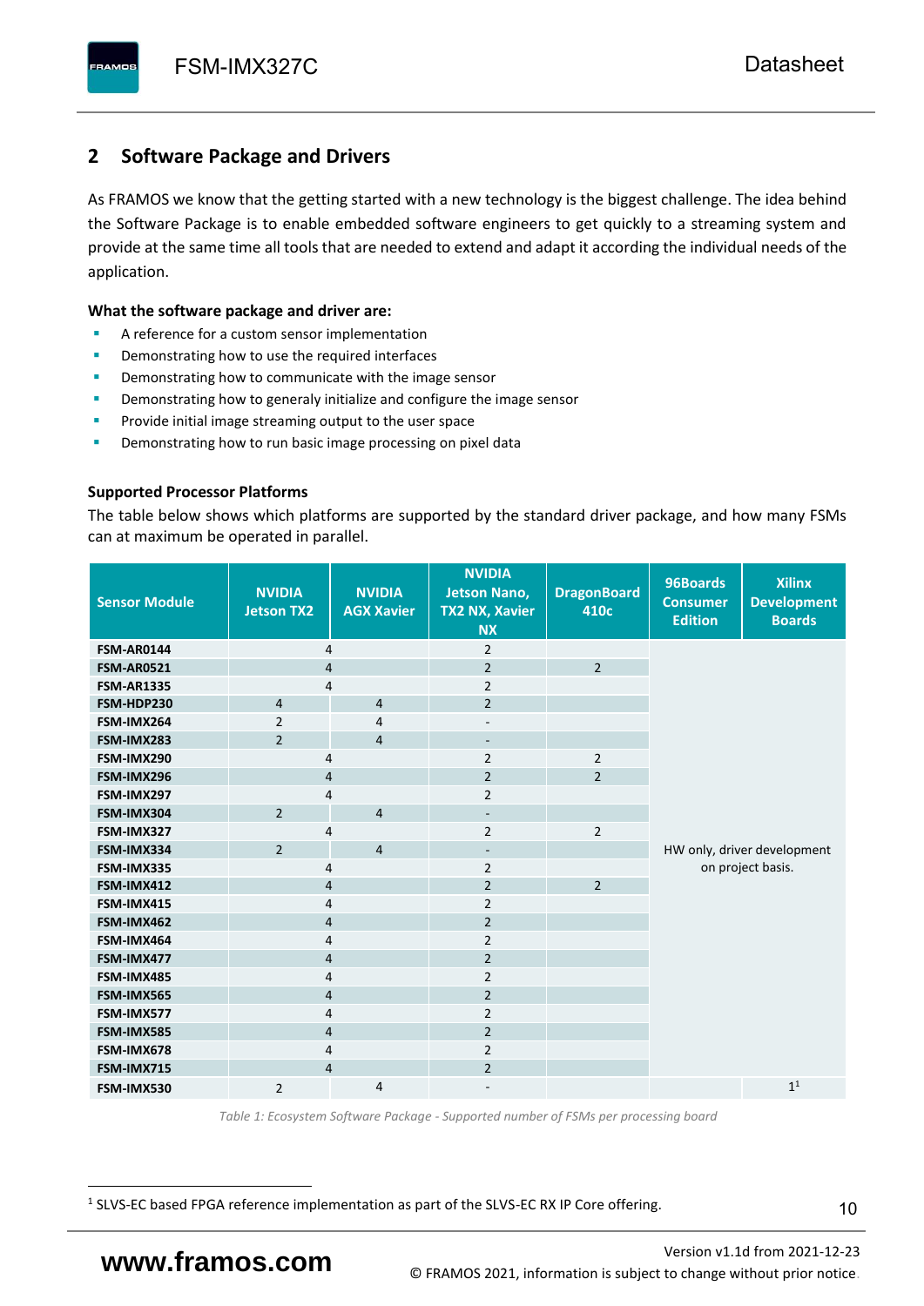## 2 Software Package and Drivers

As FRAMOS we know that the getting started with a new technology is the biggest challenge. The idea behind the Software Package is to enable embedded software engineers to get quickly to a streaming system and provide at the same time all tools that are needed to extend and adapt it according the individual needs of the application.

**What the software package and driver are:**

- A reference for a custom sensor implementation
- Demonstrating how to use the required interfaces
- Demonstrating how to communicate with the image sensor
- Demonstrating how to generaly initialize and configure the image sensor
- Provide initial image streaming output to the user space
- Demonstrating how to run basic image processing on pixel data

**Supported Processor Platforms**

The table below shows which platforms are supported by the standard driver package, and how many FSMs can at maximum be operated in parallel.

| Sensor Module | NVIDIA Jetson TX2 | NVIDIA AGX Xavier | NVIDIA Jetson Nano, TX2 NX, Xavier NX | DragonBoard 410c | 96Boards Consumer Edition | Xilinx Development Boards |
|---|---|---|---|---|---|---|
| FSM-AR0144 | 4 | | 2 | | HW only, driver development on project basis. | |
| FSM-AR0521 | 4 | | 2 | 2 | | |
| FSM-AR1335 | 4 | | 2 | | | |
| FSM-HDP230 | 4 | 4 | 2 | | | |
| FSM-IMX264 | 2 | 4 | - | | | |
| FSM-IMX283 | 2 | 4 | - | | | |
| FSM-IMX290 | 4 | | 2 | 2 | | |
| FSM-IMX296 | 4 | | 2 | 2 | | |
| FSM-IMX297 | 4 | | 2 | | | |
| FSM-IMX304 | 2 | 4 | - | | | |
| FSM-IMX327 | 4 | | 2 | 2 | | |
| FSM-IMX334 | 2 | 4 | - | | | |
| FSM-IMX335 | 4 | | 2 | | | |
| FSM-IMX412 | 4 | | 2 | 2 | | |
| FSM-IMX415 | 4 | | 2 | | | |
| FSM-IMX462 | 4 | | 2 | | | |
| FSM-IMX464 | 4 | | 2 | | | |
| FSM-IMX477 | 4 | | 2 | | | |
| FSM-IMX485 | 4 | | 2 | | | |
| FSM-IMX565 | 4 | | 2 | | | |
| FSM-IMX577 | 4 | | 2 | | | |
| FSM-IMX585 | 4 | | 2 | | | |
| FSM-IMX678 | 4 | | 2 | | | |
| FSM-IMX715 | 4 | | 2 | | | |
| FSM-IMX530 | 2 | 4 | - | | | 1[1] |

*Table 1: Ecosystem Software Package - Supported number of FSMs per processing board*

[1] SLVS-EC based FPGA reference implementation as part of the SLVS-EC RX IP Core offering.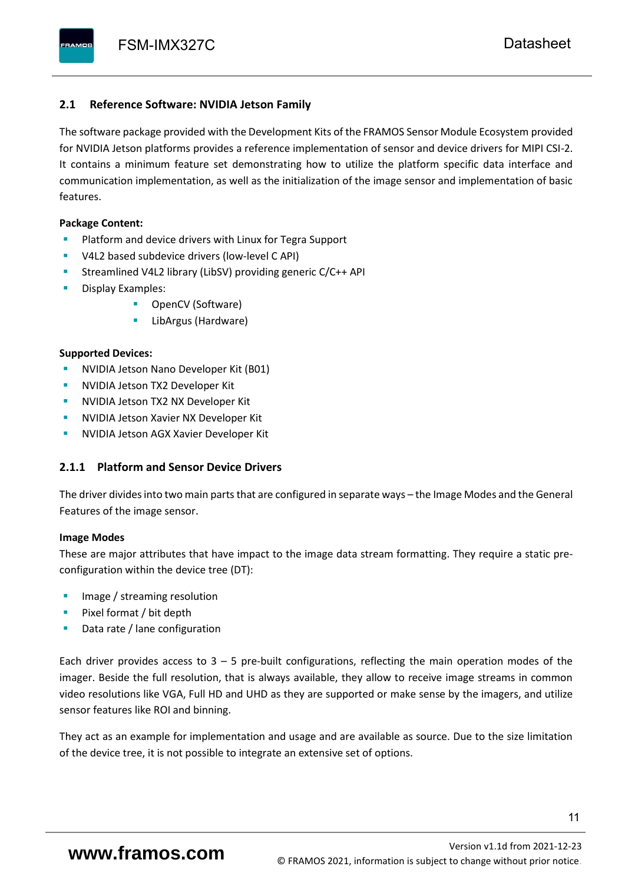## 2.1 Reference Software: NVIDIA Jetson Family

The software package provided with the Development Kits of the FRAMOS Sensor Module Ecosystem provided for NVIDIA Jetson platforms provides a reference implementation of sensor and device drivers for MIPI CSI-2. It contains a minimum feature set demonstrating how to utilize the platform specific data interface and communication implementation, as well as the initialization of the image sensor and implementation of basic features.

**Package Content:**

- Platform and device drivers with Linux for Tegra Support
- V4L2 based subdevice drivers (low-level C API)
- Streamlined V4L2 library (LibSV) providing generic C/C++ API
- Display Examples:
  - OpenCV (Software)
  - LibArgus (Hardware)

**Supported Devices:**

- NVIDIA Jetson Nano Developer Kit (B01)
- NVIDIA Jetson TX2 Developer Kit
- NVIDIA Jetson TX2 NX Developer Kit
- NVIDIA Jetson Xavier NX Developer Kit
- NVIDIA Jetson AGX Xavier Developer Kit

### 2.1.1 Platform and Sensor Device Drivers

The driver divides into two main parts that are configured in separate ways – the Image Modes and the General Features of the image sensor.

**Image Modes**

These are major attributes that have impact to the image data stream formatting. They require a static pre-configuration within the device tree (DT):

- Image / streaming resolution
- Pixel format / bit depth
- Data rate / lane configuration

Each driver provides access to 3 – 5 pre-built configurations, reflecting the main operation modes of the imager. Beside the full resolution, that is always available, they allow to receive image streams in common video resolutions like VGA, Full HD and UHD as they are supported or make sense by the imagers, and utilize sensor features like ROI and binning.

They act as an example for implementation and usage and are available as source. Due to the size limitation of the device tree, it is not possible to integrate an extensive set of options.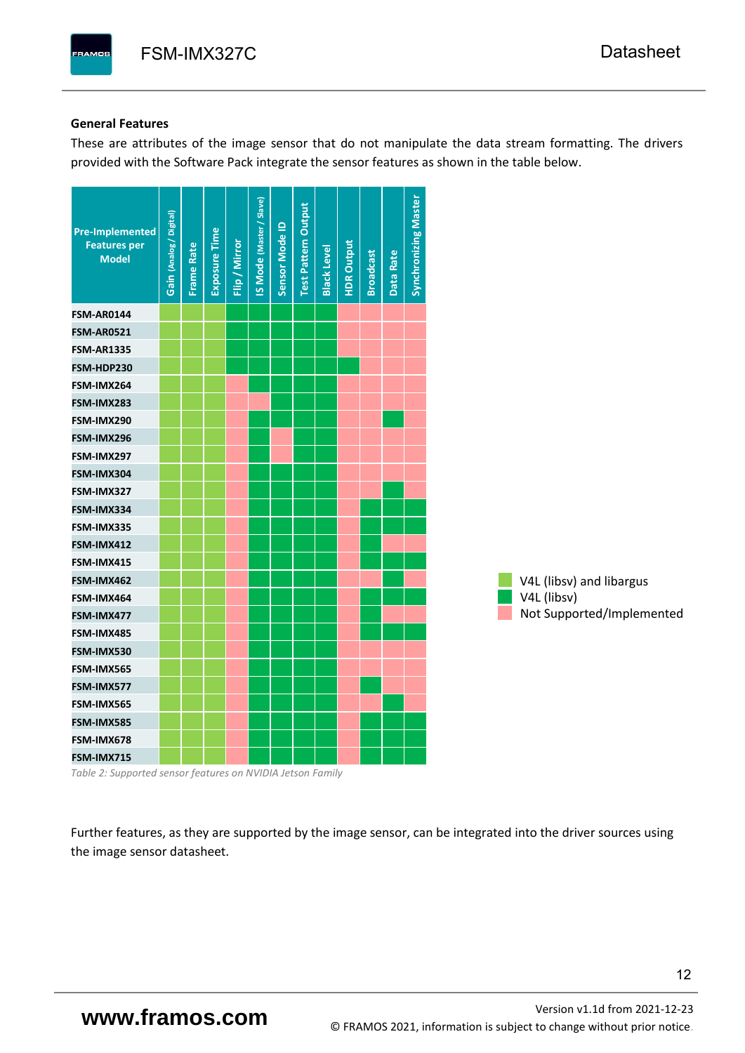### General Features

These are attributes of the image sensor that do not manipulate the data stream formatting. The drivers provided with the Software Pack integrate the sensor features as shown in the table below.

| Pre-Implemented Features per Model | Gain (Analog / Digital) | Frame Rate | Exposure Time | Flip / Mirror | IS Mode (Master / Slave) | Sensor Mode ID | Test Pattern Output | Black Level | HDR Output | Broadcast | Data Rate | Synchronizing Master |
|---|---|---|---|---|---|---|---|---|---|---|---|---|
| FSM-AR0144 | V4L (libsv) and libargus | V4L (libsv) and libargus | V4L (libsv) and libargus | V4L (libsv) | V4L (libsv) | V4L (libsv) | V4L (libsv) | V4L (libsv) | Not Supported/Implemented | Not Supported/Implemented | Not Supported/Implemented | Not Supported/Implemented |
| FSM-AR0521 | V4L (libsv) and libargus | V4L (libsv) and libargus | V4L (libsv) and libargus | V4L (libsv) | V4L (libsv) | V4L (libsv) | V4L (libsv) | V4L (libsv) | Not Supported/Implemented | Not Supported/Implemented | Not Supported/Implemented | Not Supported/Implemented |
| FSM-AR1335 | V4L (libsv) and libargus | V4L (libsv) and libargus | V4L (libsv) and libargus | V4L (libsv) | V4L (libsv) | V4L (libsv) | V4L (libsv) | V4L (libsv) | Not Supported/Implemented | Not Supported/Implemented | Not Supported/Implemented | Not Supported/Implemented |
| FSM-HDP230 | V4L (libsv) and libargus | V4L (libsv) and libargus | V4L (libsv) and libargus | V4L (libsv) | V4L (libsv) | V4L (libsv) | V4L (libsv) | V4L (libsv) | V4L (libsv) | Not Supported/Implemented | Not Supported/Implemented | Not Supported/Implemented |
| FSM-IMX264 | V4L (libsv) and libargus | V4L (libsv) and libargus | V4L (libsv) and libargus | Not Supported/Implemented | V4L (libsv) | V4L (libsv) | V4L (libsv) | V4L (libsv) | Not Supported/Implemented | Not Supported/Implemented | Not Supported/Implemented | Not Supported/Implemented |
| FSM-IMX283 | V4L (libsv) and libargus | V4L (libsv) and libargus | V4L (libsv) and libargus | Not Supported/Implemented | Not Supported/Implemented | V4L (libsv) | V4L (libsv) | V4L (libsv) | Not Supported/Implemented | Not Supported/Implemented | Not Supported/Implemented | Not Supported/Implemented |
| FSM-IMX290 | V4L (libsv) and libargus | V4L (libsv) and libargus | V4L (libsv) and libargus | Not Supported/Implemented | V4L (libsv) | V4L (libsv) | V4L (libsv) | V4L (libsv) | Not Supported/Implemented | Not Supported/Implemented | V4L (libsv) | Not Supported/Implemented |
| FSM-IMX296 | V4L (libsv) and libargus | V4L (libsv) and libargus | V4L (libsv) and libargus | Not Supported/Implemented | V4L (libsv) | Not Supported/Implemented | V4L (libsv) | V4L (libsv) | Not Supported/Implemented | Not Supported/Implemented | Not Supported/Implemented | Not Supported/Implemented |
| FSM-IMX297 | V4L (libsv) and libargus | V4L (libsv) and libargus | V4L (libsv) and libargus | Not Supported/Implemented | V4L (libsv) | Not Supported/Implemented | V4L (libsv) | V4L (libsv) | Not Supported/Implemented | Not Supported/Implemented | Not Supported/Implemented | Not Supported/Implemented |
| FSM-IMX304 | V4L (libsv) and libargus | V4L (libsv) and libargus | V4L (libsv) and libargus | Not Supported/Implemented | V4L (libsv) | V4L (libsv) | V4L (libsv) | V4L (libsv) | Not Supported/Implemented | Not Supported/Implemented | Not Supported/Implemented | Not Supported/Implemented |
| FSM-IMX327 | V4L (libsv) and libargus | V4L (libsv) and libargus | V4L (libsv) and libargus | Not Supported/Implemented | V4L (libsv) | V4L (libsv) | V4L (libsv) | V4L (libsv) | Not Supported/Implemented | Not Supported/Implemented | V4L (libsv) | Not Supported/Implemented |
| FSM-IMX334 | V4L (libsv) and libargus | V4L (libsv) and libargus | V4L (libsv) and libargus | Not Supported/Implemented | V4L (libsv) | V4L (libsv) | V4L (libsv) | V4L (libsv) | Not Supported/Implemented | V4L (libsv) | V4L (libsv) | V4L (libsv) |
| FSM-IMX335 | V4L (libsv) and libargus | V4L (libsv) and libargus | V4L (libsv) and libargus | Not Supported/Implemented | V4L (libsv) | V4L (libsv) | V4L (libsv) | V4L (libsv) | Not Supported/Implemented | V4L (libsv) | V4L (libsv) | V4L (libsv) |
| FSM-IMX412 | V4L (libsv) and libargus | V4L (libsv) and libargus | V4L (libsv) and libargus | Not Supported/Implemented | V4L (libsv) | V4L (libsv) | V4L (libsv) | V4L (libsv) | Not Supported/Implemented | V4L (libsv) | Not Supported/Implemented | Not Supported/Implemented |
| FSM-IMX415 | V4L (libsv) and libargus | V4L (libsv) and libargus | V4L (libsv) and libargus | Not Supported/Implemented | V4L (libsv) | V4L (libsv) | V4L (libsv) | V4L (libsv) | Not Supported/Implemented | V4L (libsv) | V4L (libsv) | V4L (libsv) |
| FSM-IMX462 | V4L (libsv) and libargus | V4L (libsv) and libargus | V4L (libsv) and libargus | Not Supported/Implemented | V4L (libsv) | V4L (libsv) | V4L (libsv) | V4L (libsv) | Not Supported/Implemented | Not Supported/Implemented | V4L (libsv) | Not Supported/Implemented |
| FSM-IMX464 | V4L (libsv) and libargus | V4L (libsv) and libargus | V4L (libsv) and libargus | Not Supported/Implemented | V4L (libsv) | V4L (libsv) | V4L (libsv) | V4L (libsv) | Not Supported/Implemented | V4L (libsv) | V4L (libsv) | V4L (libsv) |
| FSM-IMX477 | V4L (libsv) and libargus | V4L (libsv) and libargus | V4L (libsv) and libargus | Not Supported/Implemented | V4L (libsv) | V4L (libsv) | V4L (libsv) | V4L (libsv) | Not Supported/Implemented | V4L (libsv) | Not Supported/Implemented | Not Supported/Implemented |
| FSM-IMX485 | V4L (libsv) and libargus | V4L (libsv) and libargus | V4L (libsv) and libargus | Not Supported/Implemented | V4L (libsv) | V4L (libsv) | V4L (libsv) | V4L (libsv) | Not Supported/Implemented | V4L (libsv) | V4L (libsv) | V4L (libsv) |
| FSM-IMX530 | V4L (libsv) and libargus | V4L (libsv) and libargus | V4L (libsv) and libargus | Not Supported/Implemented | V4L (libsv) | V4L (libsv) | V4L (libsv) | V4L (libsv) | Not Supported/Implemented | Not Supported/Implemented | Not Supported/Implemented | Not Supported/Implemented |
| FSM-IMX565 | V4L (libsv) and libargus | V4L (libsv) and libargus | V4L (libsv) and libargus | Not Supported/Implemented | V4L (libsv) | V4L (libsv) | V4L (libsv) | V4L (libsv) | Not Supported/Implemented | Not Supported/Implemented | Not Supported/Implemented | Not Supported/Implemented |
| FSM-IMX577 | V4L (libsv) and libargus | V4L (libsv) and libargus | V4L (libsv) and libargus | Not Supported/Implemented | V4L (libsv) | V4L (libsv) | V4L (libsv) | V4L (libsv) | Not Supported/Implemented | V4L (libsv) | Not Supported/Implemented | Not Supported/Implemented |
| FSM-IMX565 | V4L (libsv) and libargus | V4L (libsv) and libargus | V4L (libsv) and libargus | Not Supported/Implemented | V4L (libsv) | V4L (libsv) | V4L (libsv) | V4L (libsv) | Not Supported/Implemented | Not Supported/Implemented | V4L (libsv) | Not Supported/Implemented |
| FSM-IMX585 | V4L (libsv) and libargus | V4L (libsv) and libargus | V4L (libsv) and libargus | Not Supported/Implemented | V4L (libsv) | V4L (libsv) | V4L (libsv) | V4L (libsv) | Not Supported/Implemented | V4L (libsv) | V4L (libsv) | V4L (libsv) |
| FSM-IMX678 | V4L (libsv) and libargus | V4L (libsv) and libargus | V4L (libsv) and libargus | Not Supported/Implemented | V4L (libsv) | V4L (libsv) | V4L (libsv) | V4L (libsv) | Not Supported/Implemented | V4L (libsv) | V4L (libsv) | V4L (libsv) |
| FSM-IMX715 | V4L (libsv) and libargus | V4L (libsv) and libargus | V4L (libsv) and libargus | Not Supported/Implemented | V4L (libsv) | V4L (libsv) | V4L (libsv) | V4L (libsv) | Not Supported/Implemented | V4L (libsv) | V4L (libsv) | V4L (libsv) |

Legend:
- V4L (libsv) and libargus
- V4L (libsv)
- Not Supported/Implemented

*Table 2: Supported sensor features on NVIDIA Jetson Family*

Further features, as they are supported by the image sensor, can be integrated into the driver sources using the image sensor datasheet.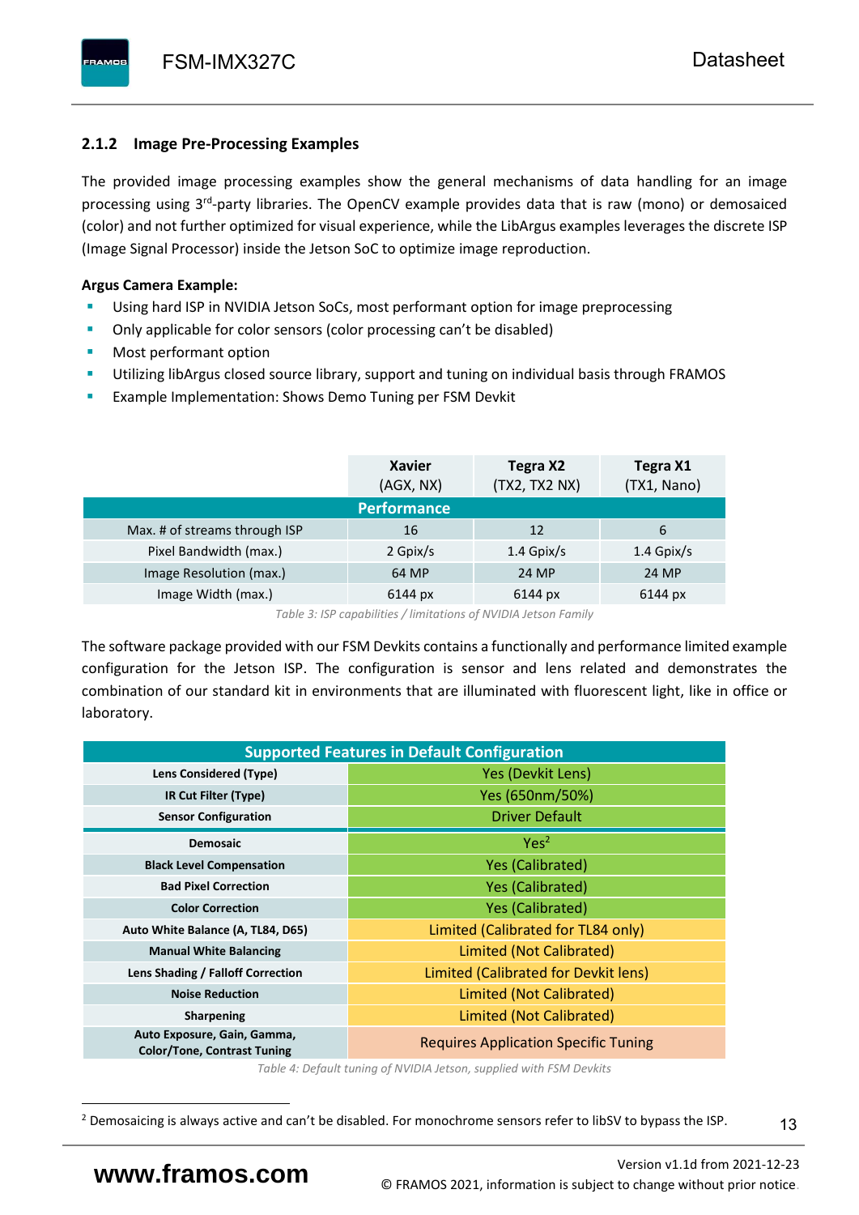### 2.1.2 Image Pre-Processing Examples

The provided image processing examples show the general mechanisms of data handling for an image processing using 3rd-party libraries. The OpenCV example provides data that is raw (mono) or demosaiced (color) and not further optimized for visual experience, while the LibArgus examples leverages the discrete ISP (Image Signal Processor) inside the Jetson SoC to optimize image reproduction.

**Argus Camera Example:**

- Using hard ISP in NVIDIA Jetson SoCs, most performant option for image preprocessing
- Only applicable for color sensors (color processing can't be disabled)
- Most performant option
- Utilizing libArgus closed source library, support and tuning on individual basis through FRAMOS
- Example Implementation: Shows Demo Tuning per FSM Devkit

| | Xavier (AGX, NX) | Tegra X2 (TX2, TX2 NX) | Tegra X1 (TX1, Nano) |
|---|---|---|---|
| **Performance** | | | |
| Max. # of streams through ISP | 16 | 12 | 6 |
| Pixel Bandwidth (max.) | 2 Gpix/s | 1.4 Gpix/s | 1.4 Gpix/s |
| Image Resolution (max.) | 64 MP | 24 MP | 24 MP |
| Image Width (max.) | 6144 px | 6144 px | 6144 px |

*Table 3: ISP capabilities / limitations of NVIDIA Jetson Family*

The software package provided with our FSM Devkits contains a functionally and performance limited example configuration for the Jetson ISP. The configuration is sensor and lens related and demonstrates the combination of our standard kit in environments that are illuminated with fluorescent light, like in office or laboratory.

| Supported Features in Default Configuration | |
|---|---|
| **Lens Considered (Type)** | Yes (Devkit Lens) |
| **IR Cut Filter (Type)** | Yes (650nm/50%) |
| **Sensor Configuration** | Driver Default |
| **Demosaic** | Yes[2] |
| **Black Level Compensation** | Yes (Calibrated) |
| **Bad Pixel Correction** | Yes (Calibrated) |
| **Color Correction** | Yes (Calibrated) |
| **Auto White Balance (A, TL84, D65)** | Limited (Calibrated for TL84 only) |
| **Manual White Balancing** | Limited (Not Calibrated) |
| **Lens Shading / Falloff Correction** | Limited (Calibrated for Devkit lens) |
| **Noise Reduction** | Limited (Not Calibrated) |
| **Sharpening** | Limited (Not Calibrated) |
| **Auto Exposure, Gain, Gamma, Color/Tone, Contrast Tuning** | Requires Application Specific Tuning |

*Table 4: Default tuning of NVIDIA Jetson, supplied with FSM Devkits*

[2] Demosaicing is always active and can't be disabled. For monochrome sensors refer to libSV to bypass the ISP.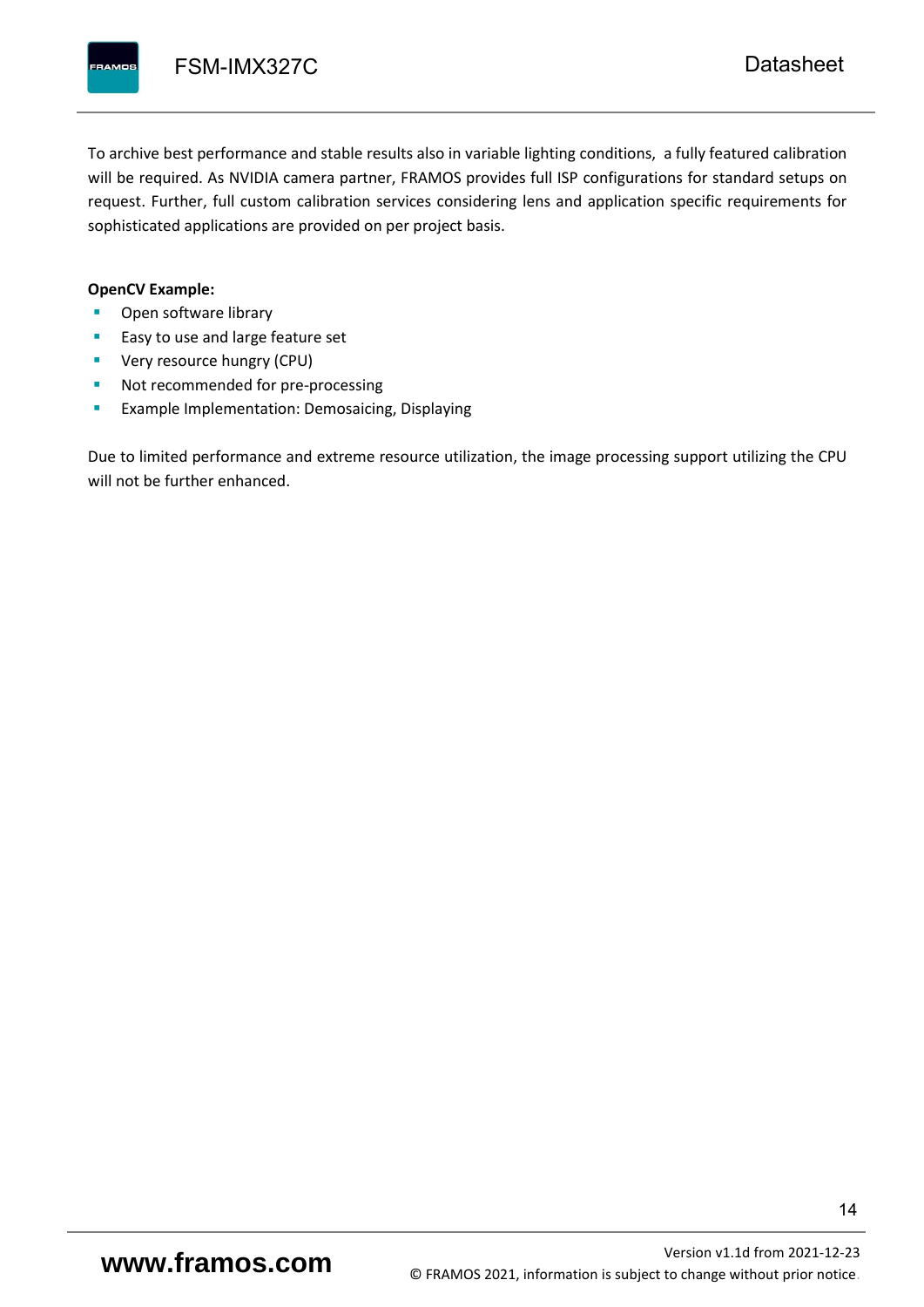To archive best performance and stable results also in variable lighting conditions, a fully featured calibration will be required. As NVIDIA camera partner, FRAMOS provides full ISP configurations for standard setups on request. Further, full custom calibration services considering lens and application specific requirements for sophisticated applications are provided on per project basis.

**OpenCV Example:**

- Open software library
- Easy to use and large feature set
- Very resource hungry (CPU)
- Not recommended for pre-processing
- Example Implementation: Demosaicing, Displaying

Due to limited performance and extreme resource utilization, the image processing support utilizing the CPU will not be further enhanced.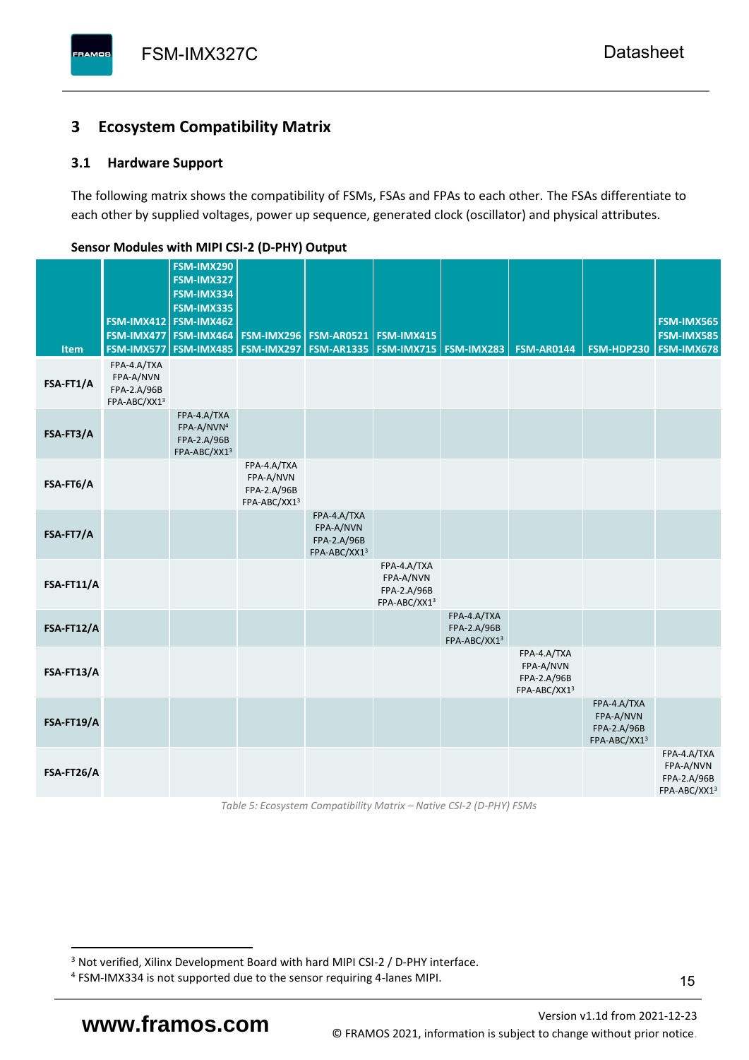## 3 Ecosystem Compatibility Matrix

### 3.1 Hardware Support

The following matrix shows the compatibility of FSMs, FSAs and FPAs to each other. The FSAs differentiate to each other by supplied voltages, power up sequence, generated clock (oscillator) and physical attributes.

**Sensor Modules with MIPI CSI-2 (D-PHY) Output**

| Item | FSM-IMX412<br>FSM-IMX477<br>FSM-IMX577 | FSM-IMX290<br>FSM-IMX327<br>FSM-IMX334<br>FSM-IMX335<br>FSM-IMX462<br>FSM-IMX464<br>FSM-IMX485 | FSM-IMX296<br>FSM-IMX297 | FSM-AR0521<br>FSM-AR1335 | FSM-IMX415<br>FSM-IMX715 | FSM-IMX283 | FSM-AR0144 | FSM-HDP230 | FSM-IMX565<br>FSM-IMX585<br>FSM-IMX678 |
|---|---|---|---|---|---|---|---|---|---|
| **FSA-FT1/A** | FPA-4.A/TXA<br>FPA-A/NVN<br>FPA-2.A/96B<br>FPA-ABC/XX1[3] | | | | | | | | |
| **FSA-FT3/A** | | FPA-4.A/TXA<br>FPA-A/NVN[4]<br>FPA-2.A/96B<br>FPA-ABC/XX1[3] | | | | | | | |
| **FSA-FT6/A** | | | FPA-4.A/TXA<br>FPA-A/NVN<br>FPA-2.A/96B<br>FPA-ABC/XX1[3] | | | | | | |
| **FSA-FT7/A** | | | | FPA-4.A/TXA<br>FPA-A/NVN<br>FPA-2.A/96B<br>FPA-ABC/XX1[3] | | | | | |
| **FSA-FT11/A** | | | | | FPA-4.A/TXA<br>FPA-A/NVN<br>FPA-2.A/96B<br>FPA-ABC/XX1[3] | | | | |
| **FSA-FT12/A** | | | | | | FPA-4.A/TXA<br>FPA-2.A/96B<br>FPA-ABC/XX1[3] | | | |
| **FSA-FT13/A** | | | | | | | FPA-4.A/TXA<br>FPA-A/NVN<br>FPA-2.A/96B<br>FPA-ABC/XX1[3] | | |
| **FSA-FT19/A** | | | | | | | | FPA-4.A/TXA<br>FPA-A/NVN<br>FPA-2.A/96B<br>FPA-ABC/XX1[3] | |
| **FSA-FT26/A** | | | | | | | | | FPA-4.A/TXA<br>FPA-A/NVN<br>FPA-2.A/96B<br>FPA-ABC/XX1[3] |

*Table 5: Ecosystem Compatibility Matrix – Native CSI-2 (D-PHY) FSMs*

[3] Not verified, Xilinx Development Board with hard MIPI CSI-2 / D-PHY interface.

[4] FSM-IMX334 is not supported due to the sensor requiring 4-lanes MIPI.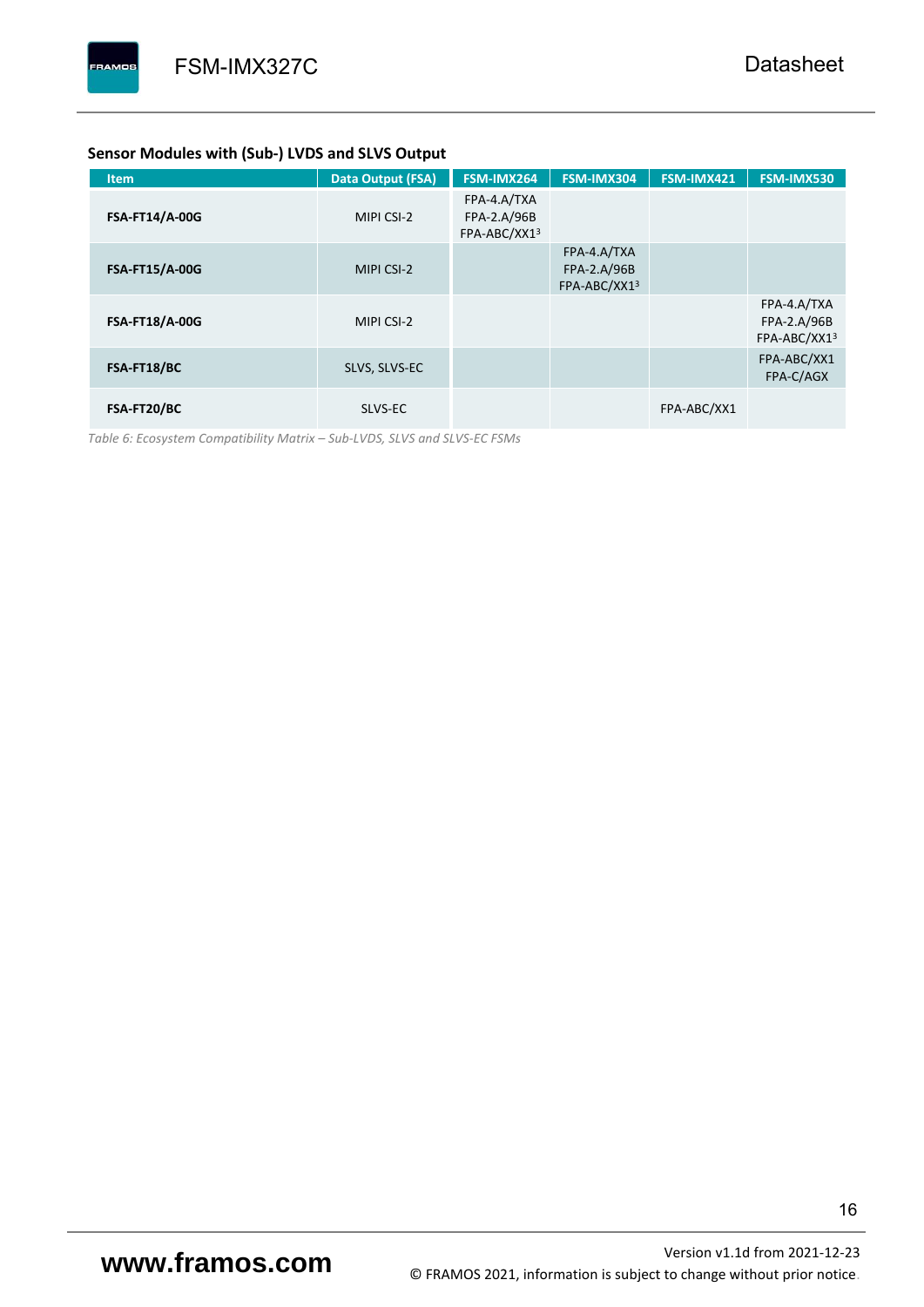**Sensor Modules with (Sub-) LVDS and SLVS Output**

| Item | Data Output (FSA) | FSM-IMX264 | FSM-IMX304 | FSM-IMX421 | FSM-IMX530 |
|---|---|---|---|---|---|
| **FSA-FT14/A-00G** | MIPI CSI-2 | FPA-4.A/TXA FPA-2.A/96B FPA-ABC/XX1[3] | | | |
| **FSA-FT15/A-00G** | MIPI CSI-2 | | FPA-4.A/TXA FPA-2.A/96B FPA-ABC/XX1[3] | | |
| **FSA-FT18/A-00G** | MIPI CSI-2 | | | | FPA-4.A/TXA FPA-2.A/96B FPA-ABC/XX1[3] |
| **FSA-FT18/BC** | SLVS, SLVS-EC | | | | FPA-ABC/XX1 FPA-C/AGX |
| **FSA-FT20/BC** | SLVS-EC | | | FPA-ABC/XX1 | |

*Table 6: Ecosystem Compatibility Matrix – Sub-LVDS, SLVS and SLVS-EC FSMs*

Version v1.1d from 2021-12-23

© FRAMOS 2021, information is subject to change without prior notice.